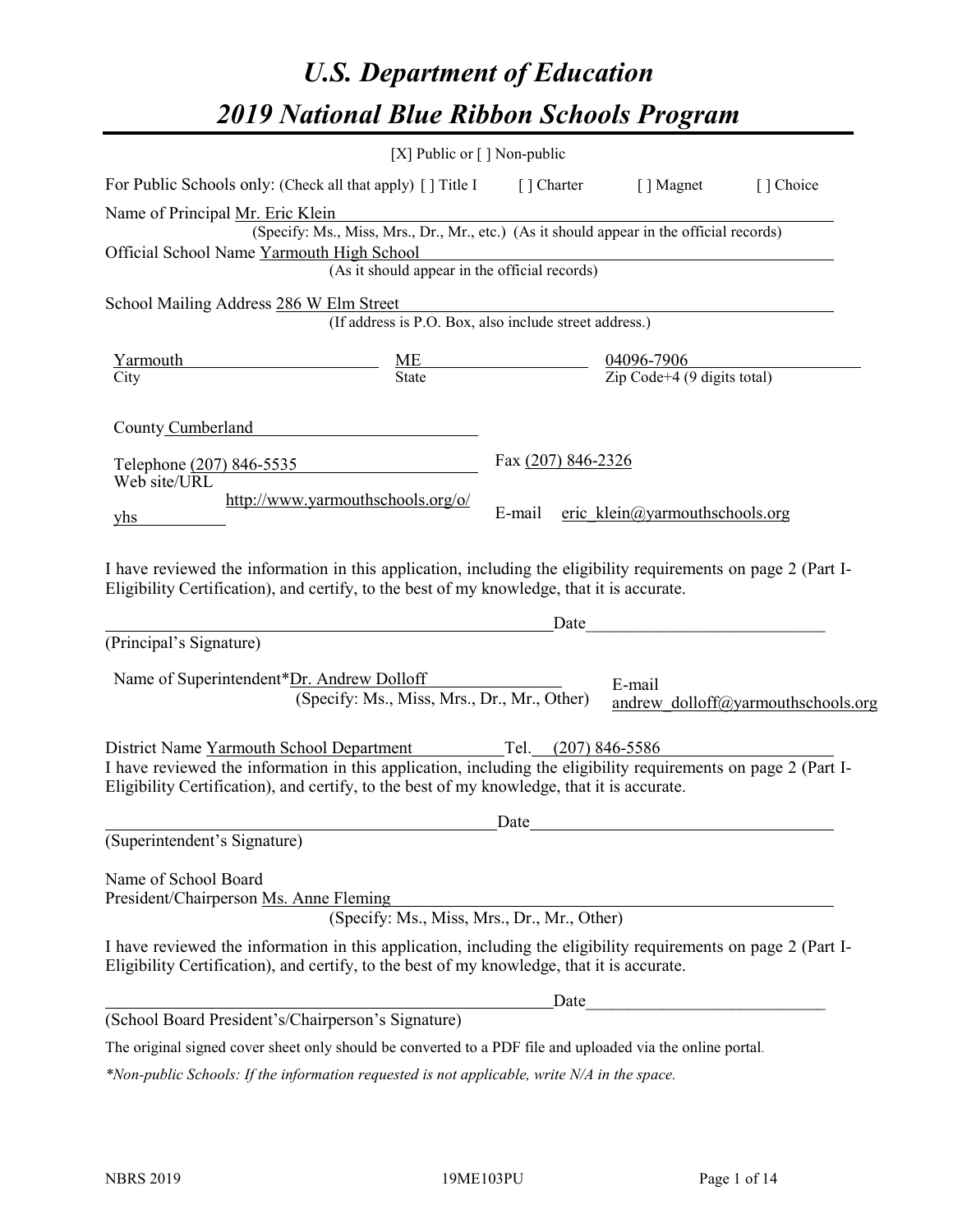# *U.S. Department of Education*

# *2019 National Blue Ribbon Schools Program*

[X] Public or [ ] Non-public

For Public Schools only: (Check all that apply) [ ] Title I [ ] Charter [ ] Magnet [ ] Choice

Name of Principal Mr. Eric Klein
(Specify: Ms., Miss, Mrs., Dr., Mr., etc.) (As it should appear in the official records)

Official School Name Yarmouth High School
(As it should appear in the official records)

School Mailing Address 286 W Elm Street
(If address is P.O. Box, also include street address.)

| Yarmouth | ME | 04096-7906 |
|---|---|---|
| City | State | Zip Code+4 (9 digits total) |

County Cumberland

Telephone (207) 846-5535 Fax (207) 846-2326

Web site/URL http://www.yarmouthschools.org/o/yhs E-mail eric_klein@yarmouthschools.org

I have reviewed the information in this application, including the eligibility requirements on page 2 (Part I-Eligibility Certification), and certify, to the best of my knowledge, that it is accurate.

_________________________________________ Date_________________________

(Principal's Signature)

Name of Superintendent*Dr. Andrew Dolloff E-mail andrew_dolloff@yarmouthschools.org
(Specify: Ms., Miss, Mrs., Dr., Mr., Other)

District Name Yarmouth School Department Tel. (207) 846-5586

I have reviewed the information in this application, including the eligibility requirements on page 2 (Part I-Eligibility Certification), and certify, to the best of my knowledge, that it is accurate.

_________________________________________ Date_________________________

(Superintendent's Signature)

Name of School Board
President/Chairperson Ms. Anne Fleming
(Specify: Ms., Miss, Mrs., Dr., Mr., Other)

I have reviewed the information in this application, including the eligibility requirements on page 2 (Part I-Eligibility Certification), and certify, to the best of my knowledge, that it is accurate.

_________________________________________ Date_________________________

(School Board President's/Chairperson's Signature)

The original signed cover sheet only should be converted to a PDF file and uploaded via the online portal.

*\*Non-public Schools: If the information requested is not applicable, write N/A in the space.*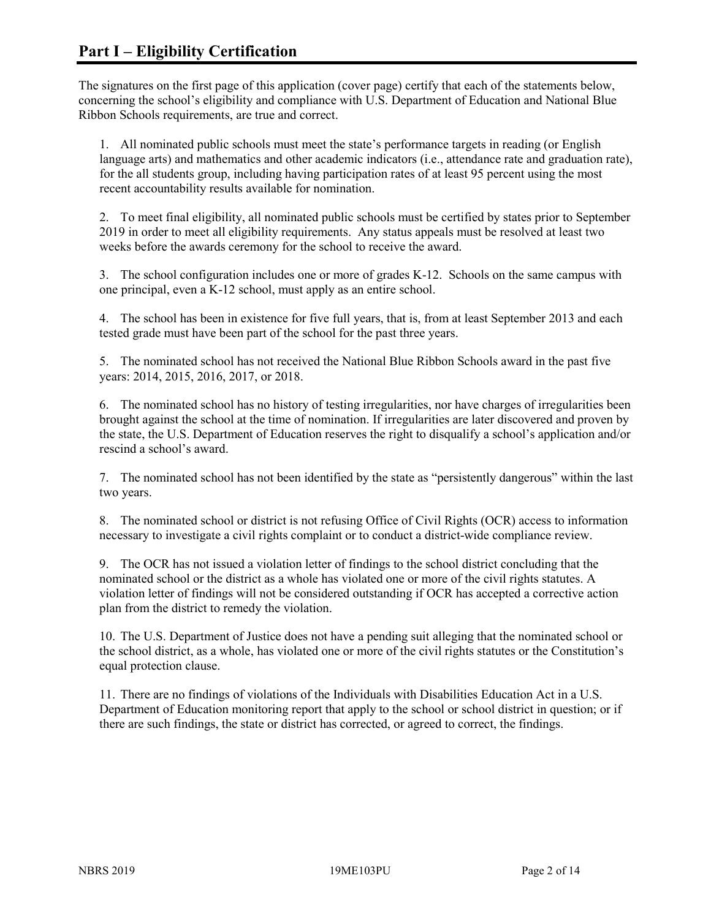# Part I – Eligibility Certification

The signatures on the first page of this application (cover page) certify that each of the statements below, concerning the school's eligibility and compliance with U.S. Department of Education and National Blue Ribbon Schools requirements, are true and correct.

1. All nominated public schools must meet the state's performance targets in reading (or English language arts) and mathematics and other academic indicators (i.e., attendance rate and graduation rate), for the all students group, including having participation rates of at least 95 percent using the most recent accountability results available for nomination.

2. To meet final eligibility, all nominated public schools must be certified by states prior to September 2019 in order to meet all eligibility requirements. Any status appeals must be resolved at least two weeks before the awards ceremony for the school to receive the award.

3. The school configuration includes one or more of grades K-12. Schools on the same campus with one principal, even a K-12 school, must apply as an entire school.

4. The school has been in existence for five full years, that is, from at least September 2013 and each tested grade must have been part of the school for the past three years.

5. The nominated school has not received the National Blue Ribbon Schools award in the past five years: 2014, 2015, 2016, 2017, or 2018.

6. The nominated school has no history of testing irregularities, nor have charges of irregularities been brought against the school at the time of nomination. If irregularities are later discovered and proven by the state, the U.S. Department of Education reserves the right to disqualify a school's application and/or rescind a school's award.

7. The nominated school has not been identified by the state as "persistently dangerous" within the last two years.

8. The nominated school or district is not refusing Office of Civil Rights (OCR) access to information necessary to investigate a civil rights complaint or to conduct a district-wide compliance review.

9. The OCR has not issued a violation letter of findings to the school district concluding that the nominated school or the district as a whole has violated one or more of the civil rights statutes. A violation letter of findings will not be considered outstanding if OCR has accepted a corrective action plan from the district to remedy the violation.

10. The U.S. Department of Justice does not have a pending suit alleging that the nominated school or the school district, as a whole, has violated one or more of the civil rights statutes or the Constitution's equal protection clause.

11. There are no findings of violations of the Individuals with Disabilities Education Act in a U.S. Department of Education monitoring report that apply to the school or school district in question; or if there are such findings, the state or district has corrected, or agreed to correct, the findings.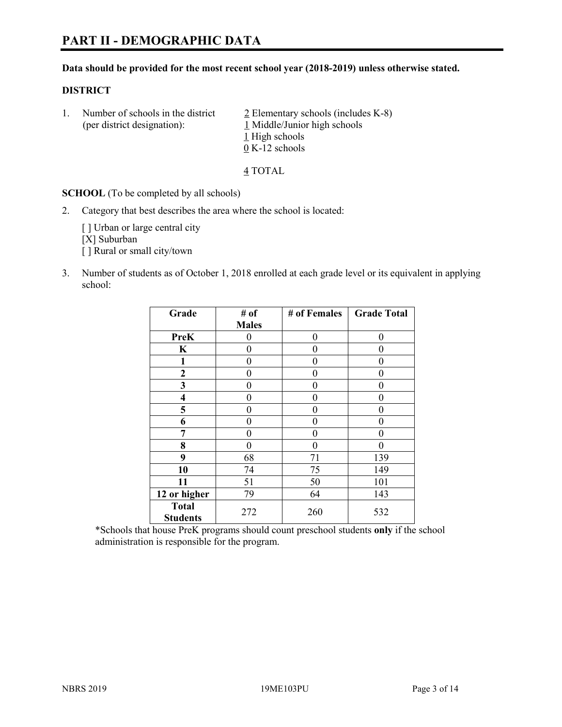# PART II - DEMOGRAPHIC DATA

**Data should be provided for the most recent school year (2018-2019) unless otherwise stated.**

**DISTRICT**

1. Number of schools in the district (per district designation):

   2 Elementary schools (includes K-8)
   1 Middle/Junior high schools
   1 High schools
   0 K-12 schools

   4 TOTAL

**SCHOOL** (To be completed by all schools)

2. Category that best describes the area where the school is located:

   [ ] Urban or large central city
   [X] Suburban
   [ ] Rural or small city/town

3. Number of students as of October 1, 2018 enrolled at each grade level or its equivalent in applying school:

| Grade | # of Males | # of Females | Grade Total |
|---|---|---|---|
| PreK | 0 | 0 | 0 |
| K | 0 | 0 | 0 |
| 1 | 0 | 0 | 0 |
| 2 | 0 | 0 | 0 |
| 3 | 0 | 0 | 0 |
| 4 | 0 | 0 | 0 |
| 5 | 0 | 0 | 0 |
| 6 | 0 | 0 | 0 |
| 7 | 0 | 0 | 0 |
| 8 | 0 | 0 | 0 |
| 9 | 68 | 71 | 139 |
| 10 | 74 | 75 | 149 |
| 11 | 51 | 50 | 101 |
| 12 or higher | 79 | 64 | 143 |
| Total Students | 272 | 260 | 532 |

*Schools that house PreK programs should count preschool students **only** if the school administration is responsible for the program.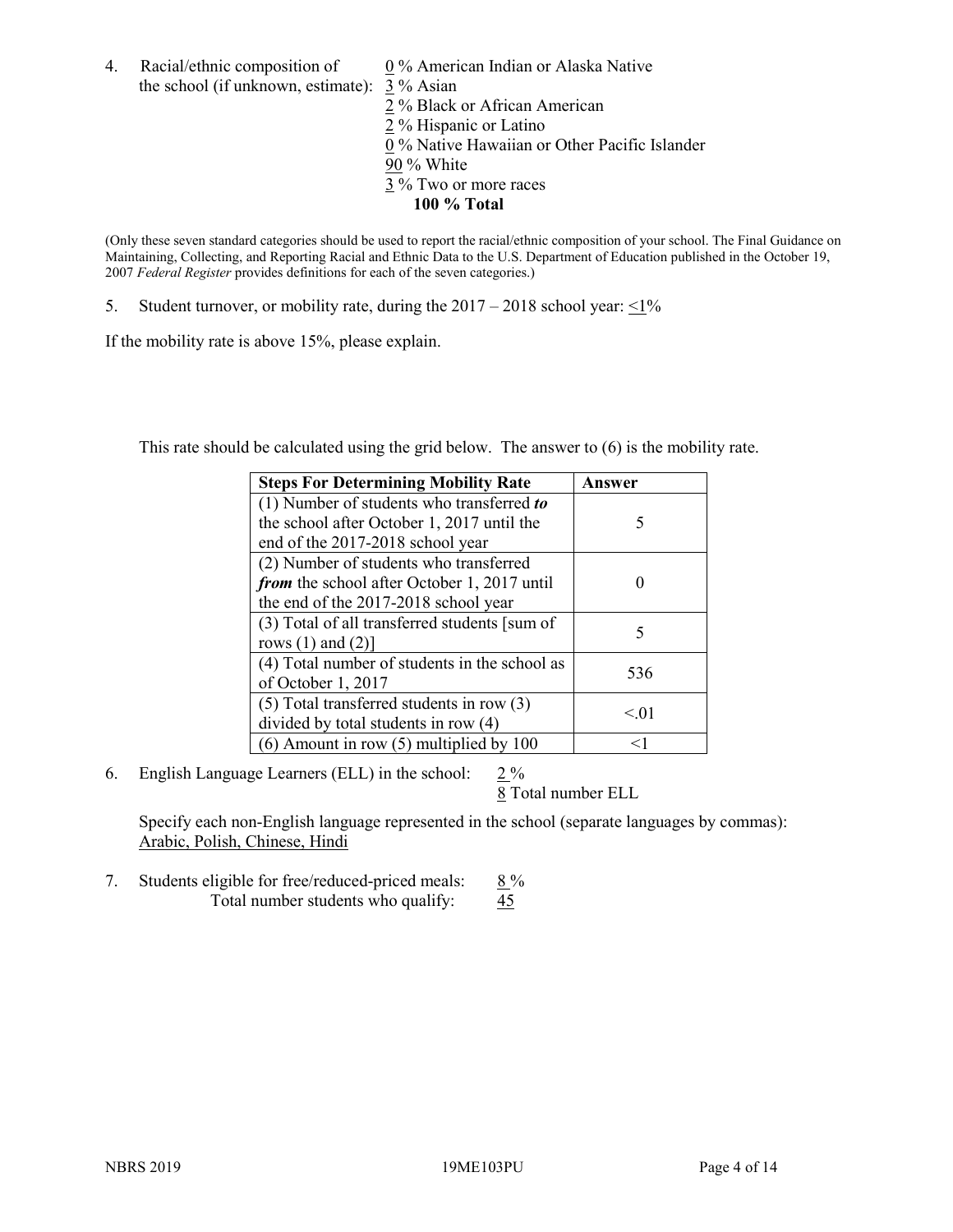4. Racial/ethnic composition of the school (if unknown, estimate):

0 % American Indian or Alaska Native
3 % Asian
2 % Black or African American
2 % Hispanic or Latino
0 % Native Hawaiian or Other Pacific Islander
90 % White
3 % Two or more races
**100 % Total**

(Only these seven standard categories should be used to report the racial/ethnic composition of your school. The Final Guidance on Maintaining, Collecting, and Reporting Racial and Ethnic Data to the U.S. Department of Education published in the October 19, 2007 *Federal Register* provides definitions for each of the seven categories.)

5. Student turnover, or mobility rate, during the 2017 – 2018 school year: <1%

If the mobility rate is above 15%, please explain.

This rate should be calculated using the grid below. The answer to (6) is the mobility rate.

| Steps For Determining Mobility Rate | Answer |
|---|---|
| (1) Number of students who transferred ***to*** the school after October 1, 2017 until the end of the 2017-2018 school year | 5 |
| (2) Number of students who transferred ***from*** the school after October 1, 2017 until the end of the 2017-2018 school year | 0 |
| (3) Total of all transferred students [sum of rows (1) and (2)] | 5 |
| (4) Total number of students in the school as of October 1, 2017 | 536 |
| (5) Total transferred students in row (3) divided by total students in row (4) | <.01 |
| (6) Amount in row (5) multiplied by 100 | <1 |

6. English Language Learners (ELL) in the school: 2 %
8 Total number ELL

Specify each non-English language represented in the school (separate languages by commas):
Arabic, Polish, Chinese, Hindi

7. Students eligible for free/reduced-priced meals: 8 %
Total number students who qualify: 45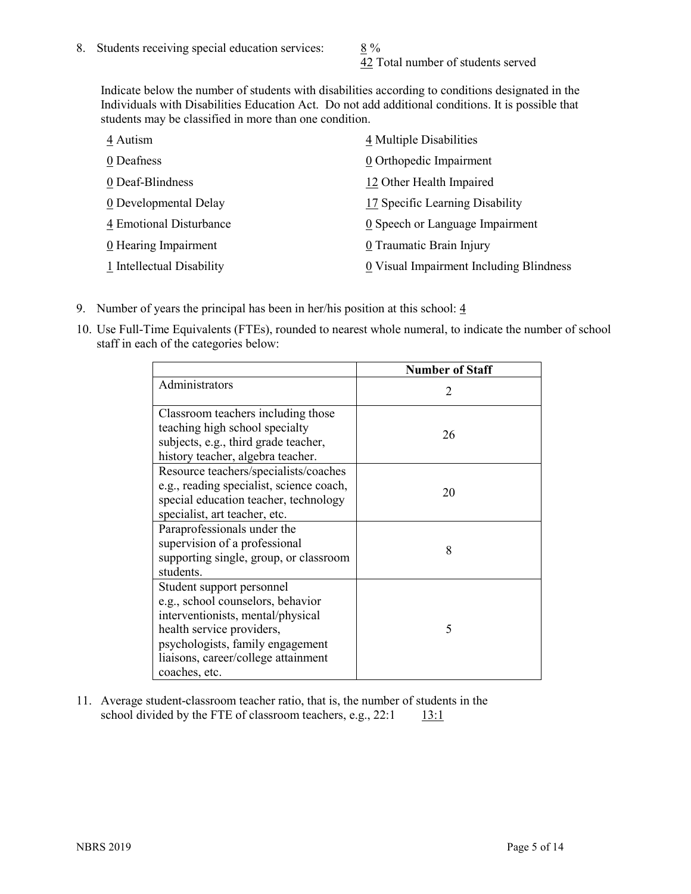8. Students receiving special education services: 8 %
   42 Total number of students served

   Indicate below the number of students with disabilities according to conditions designated in the Individuals with Disabilities Education Act. Do not add additional conditions. It is possible that students may be classified in more than one condition.

   4 Autism
   0 Deafness
   0 Deaf-Blindness
   0 Developmental Delay
   4 Emotional Disturbance
   0 Hearing Impairment
   1 Intellectual Disability
   4 Multiple Disabilities
   0 Orthopedic Impairment
   12 Other Health Impaired
   17 Specific Learning Disability
   0 Speech or Language Impairment
   0 Traumatic Brain Injury
   0 Visual Impairment Including Blindness

9. Number of years the principal has been in her/his position at this school: 4

10. Use Full-Time Equivalents (FTEs), rounded to nearest whole numeral, to indicate the number of school staff in each of the categories below:

|  | Number of Staff |
|---|---|
| Administrators | 2 |
| Classroom teachers including those teaching high school specialty subjects, e.g., third grade teacher, history teacher, algebra teacher. | 26 |
| Resource teachers/specialists/coaches e.g., reading specialist, science coach, special education teacher, technology specialist, art teacher, etc. | 20 |
| Paraprofessionals under the supervision of a professional supporting single, group, or classroom students. | 8 |
| Student support personnel e.g., school counselors, behavior interventionists, mental/physical health service providers, psychologists, family engagement liaisons, career/college attainment coaches, etc. | 5 |

11. Average student-classroom teacher ratio, that is, the number of students in the school divided by the FTE of classroom teachers, e.g., 22:1 13:1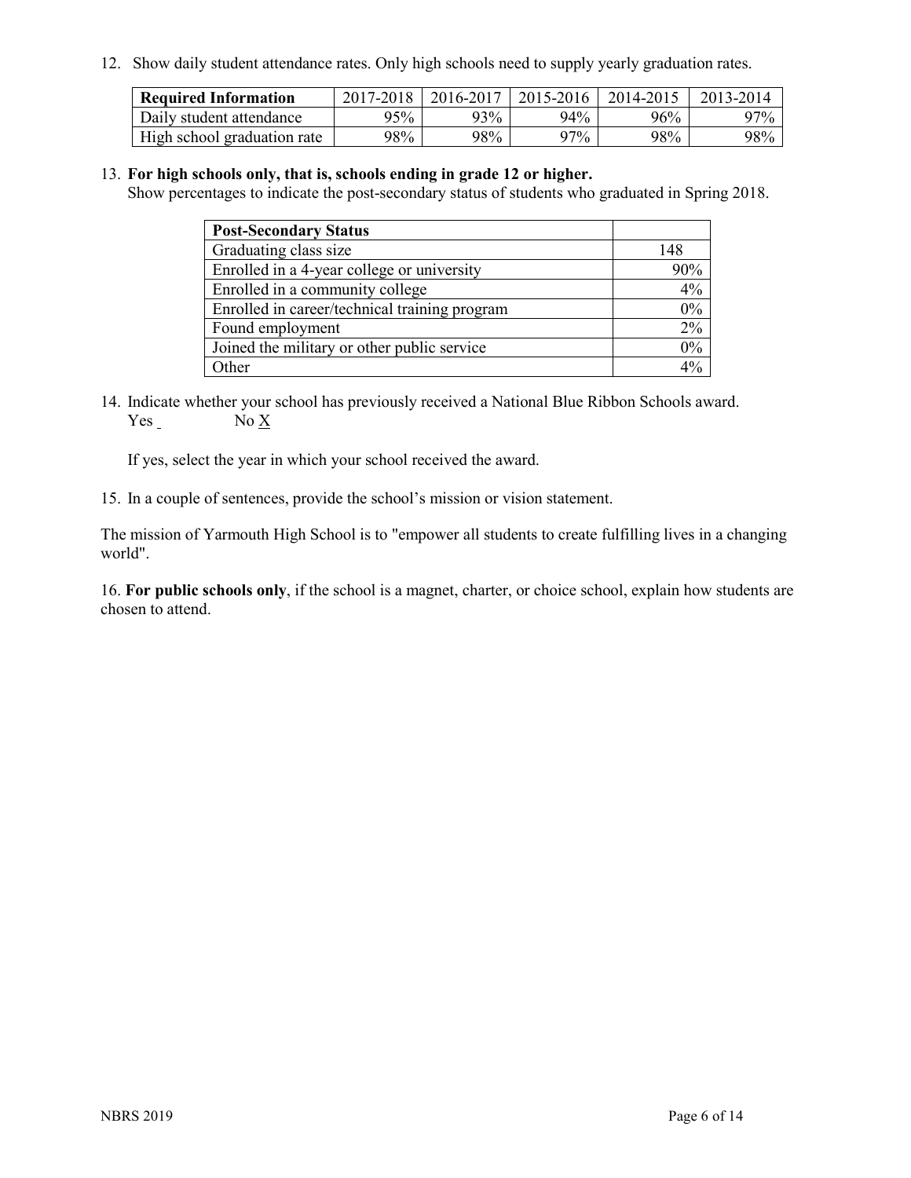12. Show daily student attendance rates. Only high schools need to supply yearly graduation rates.

| Required Information | 2017-2018 | 2016-2017 | 2015-2016 | 2014-2015 | 2013-2014 |
|---|---|---|---|---|---|
| Daily student attendance | 95% | 93% | 94% | 96% | 97% |
| High school graduation rate | 98% | 98% | 97% | 98% | 98% |

13. **For high schools only, that is, schools ending in grade 12 or higher.**
Show percentages to indicate the post-secondary status of students who graduated in Spring 2018.

| Post-Secondary Status | |
|---|---|
| Graduating class size | 148 |
| Enrolled in a 4-year college or university | 90% |
| Enrolled in a community college | 4% |
| Enrolled in career/technical training program | 0% |
| Found employment | 2% |
| Joined the military or other public service | 0% |
| Other | 4% |

14. Indicate whether your school has previously received a National Blue Ribbon Schools award.
Yes _ No X

If yes, select the year in which your school received the award.

15. In a couple of sentences, provide the school's mission or vision statement.

The mission of Yarmouth High School is to "empower all students to create fulfilling lives in a changing world".

16. **For public schools only**, if the school is a magnet, charter, or choice school, explain how students are chosen to attend.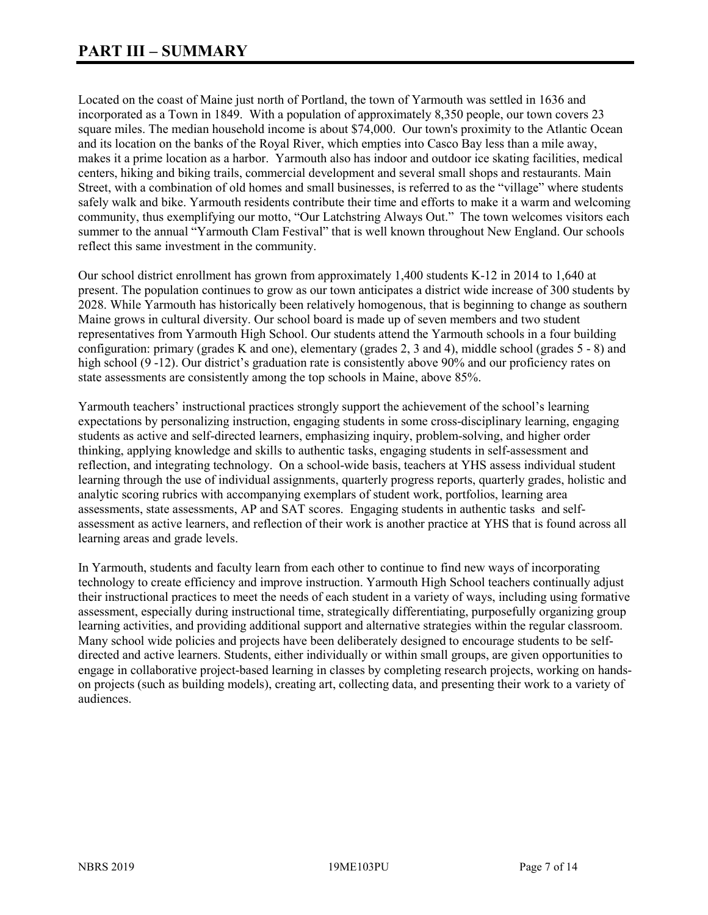# PART III – SUMMARY

Located on the coast of Maine just north of Portland, the town of Yarmouth was settled in 1636 and incorporated as a Town in 1849. With a population of approximately 8,350 people, our town covers 23 square miles. The median household income is about $74,000. Our town's proximity to the Atlantic Ocean and its location on the banks of the Royal River, which empties into Casco Bay less than a mile away, makes it a prime location as a harbor. Yarmouth also has indoor and outdoor ice skating facilities, medical centers, hiking and biking trails, commercial development and several small shops and restaurants. Main Street, with a combination of old homes and small businesses, is referred to as the "village" where students safely walk and bike. Yarmouth residents contribute their time and efforts to make it a warm and welcoming community, thus exemplifying our motto, "Our Latchstring Always Out." The town welcomes visitors each summer to the annual "Yarmouth Clam Festival" that is well known throughout New England. Our schools reflect this same investment in the community.

Our school district enrollment has grown from approximately 1,400 students K-12 in 2014 to 1,640 at present. The population continues to grow as our town anticipates a district wide increase of 300 students by 2028. While Yarmouth has historically been relatively homogenous, that is beginning to change as southern Maine grows in cultural diversity. Our school board is made up of seven members and two student representatives from Yarmouth High School. Our students attend the Yarmouth schools in a four building configuration: primary (grades K and one), elementary (grades 2, 3 and 4), middle school (grades 5 - 8) and high school (9 -12). Our district's graduation rate is consistently above 90% and our proficiency rates on state assessments are consistently among the top schools in Maine, above 85%.

Yarmouth teachers' instructional practices strongly support the achievement of the school's learning expectations by personalizing instruction, engaging students in some cross-disciplinary learning, engaging students as active and self-directed learners, emphasizing inquiry, problem-solving, and higher order thinking, applying knowledge and skills to authentic tasks, engaging students in self-assessment and reflection, and integrating technology. On a school-wide basis, teachers at YHS assess individual student learning through the use of individual assignments, quarterly progress reports, quarterly grades, holistic and analytic scoring rubrics with accompanying exemplars of student work, portfolios, learning area assessments, state assessments, AP and SAT scores. Engaging students in authentic tasks and self-assessment as active learners, and reflection of their work is another practice at YHS that is found across all learning areas and grade levels.

In Yarmouth, students and faculty learn from each other to continue to find new ways of incorporating technology to create efficiency and improve instruction. Yarmouth High School teachers continually adjust their instructional practices to meet the needs of each student in a variety of ways, including using formative assessment, especially during instructional time, strategically differentiating, purposefully organizing group learning activities, and providing additional support and alternative strategies within the regular classroom. Many school wide policies and projects have been deliberately designed to encourage students to be self-directed and active learners. Students, either individually or within small groups, are given opportunities to engage in collaborative project-based learning in classes by completing research projects, working on hands-on projects (such as building models), creating art, collecting data, and presenting their work to a variety of audiences.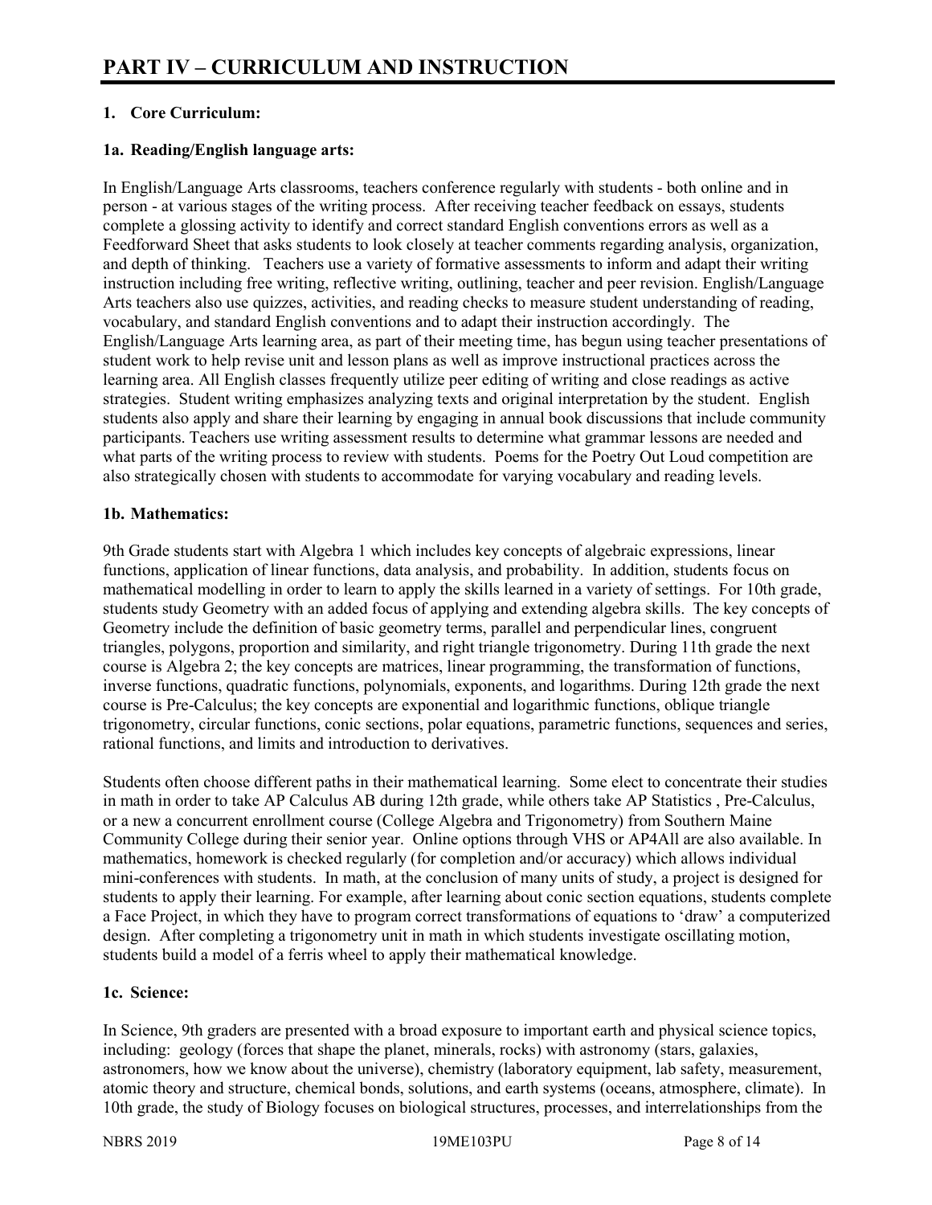# PART IV – CURRICULUM AND INSTRUCTION

**1. Core Curriculum:**

**1a. Reading/English language arts:**

In English/Language Arts classrooms, teachers conference regularly with students - both online and in person - at various stages of the writing process. After receiving teacher feedback on essays, students complete a glossing activity to identify and correct standard English conventions errors as well as a Feedforward Sheet that asks students to look closely at teacher comments regarding analysis, organization, and depth of thinking. Teachers use a variety of formative assessments to inform and adapt their writing instruction including free writing, reflective writing, outlining, teacher and peer revision. English/Language Arts teachers also use quizzes, activities, and reading checks to measure student understanding of reading, vocabulary, and standard English conventions and to adapt their instruction accordingly. The English/Language Arts learning area, as part of their meeting time, has begun using teacher presentations of student work to help revise unit and lesson plans as well as improve instructional practices across the learning area. All English classes frequently utilize peer editing of writing and close readings as active strategies. Student writing emphasizes analyzing texts and original interpretation by the student. English students also apply and share their learning by engaging in annual book discussions that include community participants. Teachers use writing assessment results to determine what grammar lessons are needed and what parts of the writing process to review with students. Poems for the Poetry Out Loud competition are also strategically chosen with students to accommodate for varying vocabulary and reading levels.

**1b. Mathematics:**

9th Grade students start with Algebra 1 which includes key concepts of algebraic expressions, linear functions, application of linear functions, data analysis, and probability. In addition, students focus on mathematical modelling in order to learn to apply the skills learned in a variety of settings. For 10th grade, students study Geometry with an added focus of applying and extending algebra skills. The key concepts of Geometry include the definition of basic geometry terms, parallel and perpendicular lines, congruent triangles, polygons, proportion and similarity, and right triangle trigonometry. During 11th grade the next course is Algebra 2; the key concepts are matrices, linear programming, the transformation of functions, inverse functions, quadratic functions, polynomials, exponents, and logarithms. During 12th grade the next course is Pre-Calculus; the key concepts are exponential and logarithmic functions, oblique triangle trigonometry, circular functions, conic sections, polar equations, parametric functions, sequences and series, rational functions, and limits and introduction to derivatives.

Students often choose different paths in their mathematical learning. Some elect to concentrate their studies in math in order to take AP Calculus AB during 12th grade, while others take AP Statistics , Pre-Calculus, or a new a concurrent enrollment course (College Algebra and Trigonometry) from Southern Maine Community College during their senior year. Online options through VHS or AP4All are also available. In mathematics, homework is checked regularly (for completion and/or accuracy) which allows individual mini-conferences with students. In math, at the conclusion of many units of study, a project is designed for students to apply their learning. For example, after learning about conic section equations, students complete a Face Project, in which they have to program correct transformations of equations to 'draw' a computerized design. After completing a trigonometry unit in math in which students investigate oscillating motion, students build a model of a ferris wheel to apply their mathematical knowledge.

**1c. Science:**

In Science, 9th graders are presented with a broad exposure to important earth and physical science topics, including: geology (forces that shape the planet, minerals, rocks) with astronomy (stars, galaxies, astronomers, how we know about the universe), chemistry (laboratory equipment, lab safety, measurement, atomic theory and structure, chemical bonds, solutions, and earth systems (oceans, atmosphere, climate). In 10th grade, the study of Biology focuses on biological structures, processes, and interrelationships from the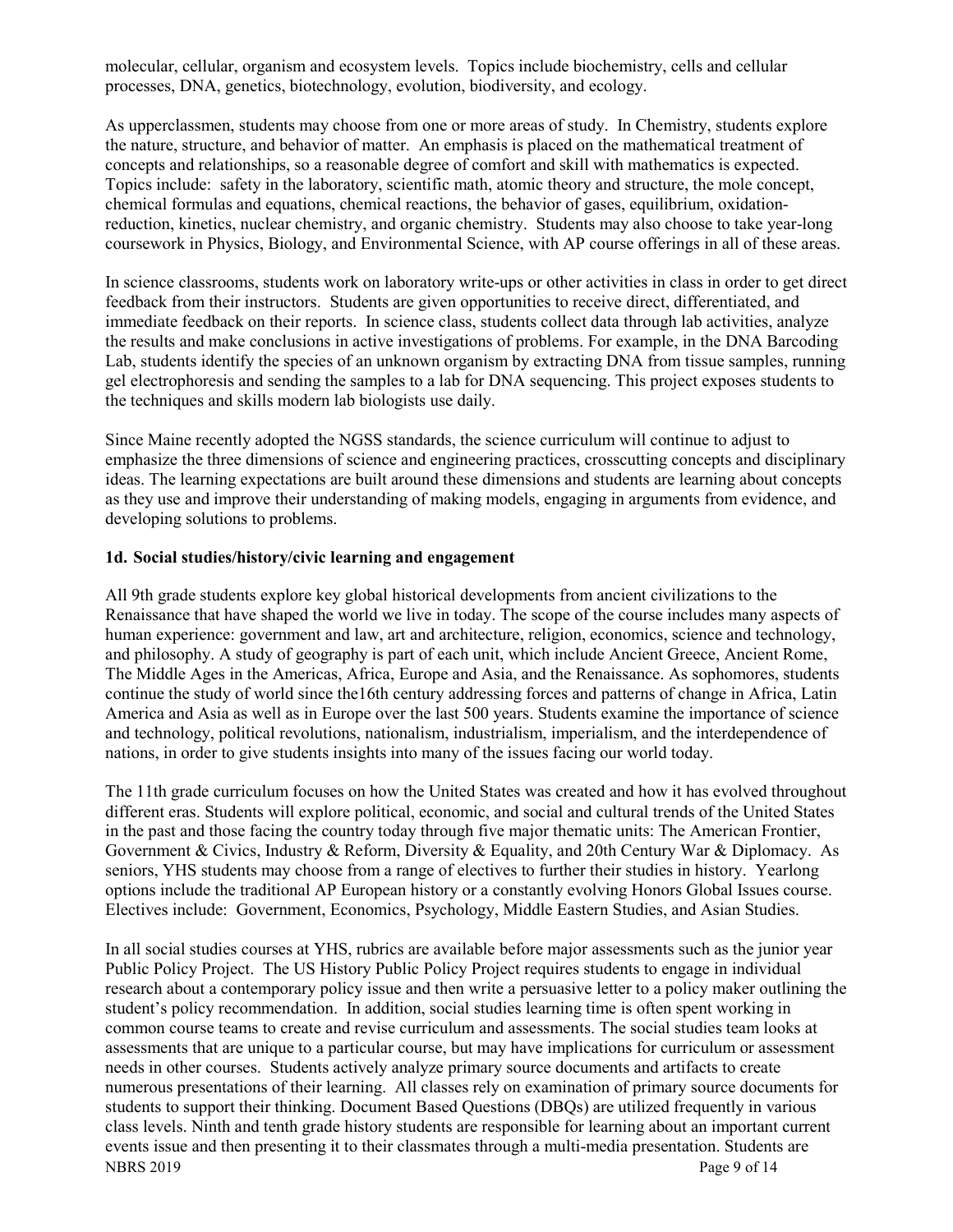molecular, cellular, organism and ecosystem levels. Topics include biochemistry, cells and cellular processes, DNA, genetics, biotechnology, evolution, biodiversity, and ecology.

As upperclassmen, students may choose from one or more areas of study. In Chemistry, students explore the nature, structure, and behavior of matter. An emphasis is placed on the mathematical treatment of concepts and relationships, so a reasonable degree of comfort and skill with mathematics is expected. Topics include: safety in the laboratory, scientific math, atomic theory and structure, the mole concept, chemical formulas and equations, chemical reactions, the behavior of gases, equilibrium, oxidation-reduction, kinetics, nuclear chemistry, and organic chemistry. Students may also choose to take year-long coursework in Physics, Biology, and Environmental Science, with AP course offerings in all of these areas.

In science classrooms, students work on laboratory write-ups or other activities in class in order to get direct feedback from their instructors. Students are given opportunities to receive direct, differentiated, and immediate feedback on their reports. In science class, students collect data through lab activities, analyze the results and make conclusions in active investigations of problems. For example, in the DNA Barcoding Lab, students identify the species of an unknown organism by extracting DNA from tissue samples, running gel electrophoresis and sending the samples to a lab for DNA sequencing. This project exposes students to the techniques and skills modern lab biologists use daily.

Since Maine recently adopted the NGSS standards, the science curriculum will continue to adjust to emphasize the three dimensions of science and engineering practices, crosscutting concepts and disciplinary ideas. The learning expectations are built around these dimensions and students are learning about concepts as they use and improve their understanding of making models, engaging in arguments from evidence, and developing solutions to problems.

**1d. Social studies/history/civic learning and engagement**

All 9th grade students explore key global historical developments from ancient civilizations to the Renaissance that have shaped the world we live in today. The scope of the course includes many aspects of human experience: government and law, art and architecture, religion, economics, science and technology, and philosophy. A study of geography is part of each unit, which include Ancient Greece, Ancient Rome, The Middle Ages in the Americas, Africa, Europe and Asia, and the Renaissance. As sophomores, students continue the study of world since the16th century addressing forces and patterns of change in Africa, Latin America and Asia as well as in Europe over the last 500 years. Students examine the importance of science and technology, political revolutions, nationalism, industrialism, imperialism, and the interdependence of nations, in order to give students insights into many of the issues facing our world today.

The 11th grade curriculum focuses on how the United States was created and how it has evolved throughout different eras. Students will explore political, economic, and social and cultural trends of the United States in the past and those facing the country today through five major thematic units: The American Frontier, Government & Civics, Industry & Reform, Diversity & Equality, and 20th Century War & Diplomacy. As seniors, YHS students may choose from a range of electives to further their studies in history. Yearlong options include the traditional AP European history or a constantly evolving Honors Global Issues course. Electives include: Government, Economics, Psychology, Middle Eastern Studies, and Asian Studies.

In all social studies courses at YHS, rubrics are available before major assessments such as the junior year Public Policy Project. The US History Public Policy Project requires students to engage in individual research about a contemporary policy issue and then write a persuasive letter to a policy maker outlining the student's policy recommendation. In addition, social studies learning time is often spent working in common course teams to create and revise curriculum and assessments. The social studies team looks at assessments that are unique to a particular course, but may have implications for curriculum or assessment needs in other courses. Students actively analyze primary source documents and artifacts to create numerous presentations of their learning. All classes rely on examination of primary source documents for students to support their thinking. Document Based Questions (DBQs) are utilized frequently in various class levels. Ninth and tenth grade history students are responsible for learning about an important current events issue and then presenting it to their classmates through a multi-media presentation. Students are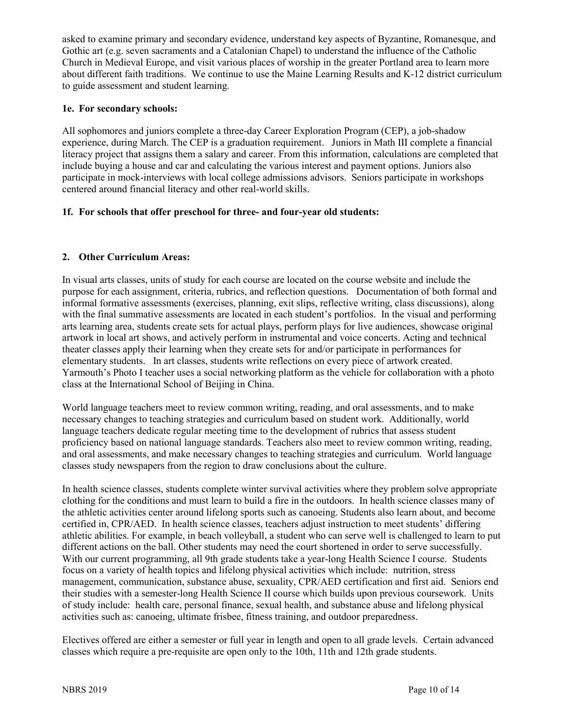asked to examine primary and secondary evidence, understand key aspects of Byzantine, Romanesque, and Gothic art (e.g. seven sacraments and a Catalonian Chapel) to understand the influence of the Catholic Church in Medieval Europe, and visit various places of worship in the greater Portland area to learn more about different faith traditions. We continue to use the Maine Learning Results and K-12 district curriculum to guide assessment and student learning.

### 1e. For secondary schools:

All sophomores and juniors complete a three-day Career Exploration Program (CEP), a job-shadow experience, during March. The CEP is a graduation requirement. Juniors in Math III complete a financial literacy project that assigns them a salary and career. From this information, calculations are completed that include buying a house and car and calculating the various interest and payment options. Juniors also participate in mock-interviews with local college admissions advisors. Seniors participate in workshops centered around financial literacy and other real-world skills.

### 1f. For schools that offer preschool for three- and four-year old students:

## 2. Other Curriculum Areas:

In visual arts classes, units of study for each course are located on the course website and include the purpose for each assignment, criteria, rubrics, and reflection questions. Documentation of both formal and informal formative assessments (exercises, planning, exit slips, reflective writing, class discussions), along with the final summative assessments are located in each student's portfolios. In the visual and performing arts learning area, students create sets for actual plays, perform plays for live audiences, showcase original artwork in local art shows, and actively perform in instrumental and voice concerts. Acting and technical theater classes apply their learning when they create sets for and/or participate in performances for elementary students. In art classes, students write reflections on every piece of artwork created. Yarmouth's Photo I teacher uses a social networking platform as the vehicle for collaboration with a photo class at the International School of Beijing in China.

World language teachers meet to review common writing, reading, and oral assessments, and to make necessary changes to teaching strategies and curriculum based on student work. Additionally, world language teachers dedicate regular meeting time to the development of rubrics that assess student proficiency based on national language standards. Teachers also meet to review common writing, reading, and oral assessments, and make necessary changes to teaching strategies and curriculum. World language classes study newspapers from the region to draw conclusions about the culture.

In health science classes, students complete winter survival activities where they problem solve appropriate clothing for the conditions and must learn to build a fire in the outdoors. In health science classes many of the athletic activities center around lifelong sports such as canoeing. Students also learn about, and become certified in, CPR/AED. In health science classes, teachers adjust instruction to meet students' differing athletic abilities. For example, in beach volleyball, a student who can serve well is challenged to learn to put different actions on the ball. Other students may need the court shortened in order to serve successfully. With our current programming, all 9th grade students take a year-long Health Science I course. Students focus on a variety of health topics and lifelong physical activities which include: nutrition, stress management, communication, substance abuse, sexuality, CPR/AED certification and first aid. Seniors end their studies with a semester-long Health Science II course which builds upon previous coursework. Units of study include: health care, personal finance, sexual health, and substance abuse and lifelong physical activities such as: canoeing, ultimate frisbee, fitness training, and outdoor preparedness.

Electives offered are either a semester or full year in length and open to all grade levels. Certain advanced classes which require a pre-requisite are open only to the 10th, 11th and 12th grade students.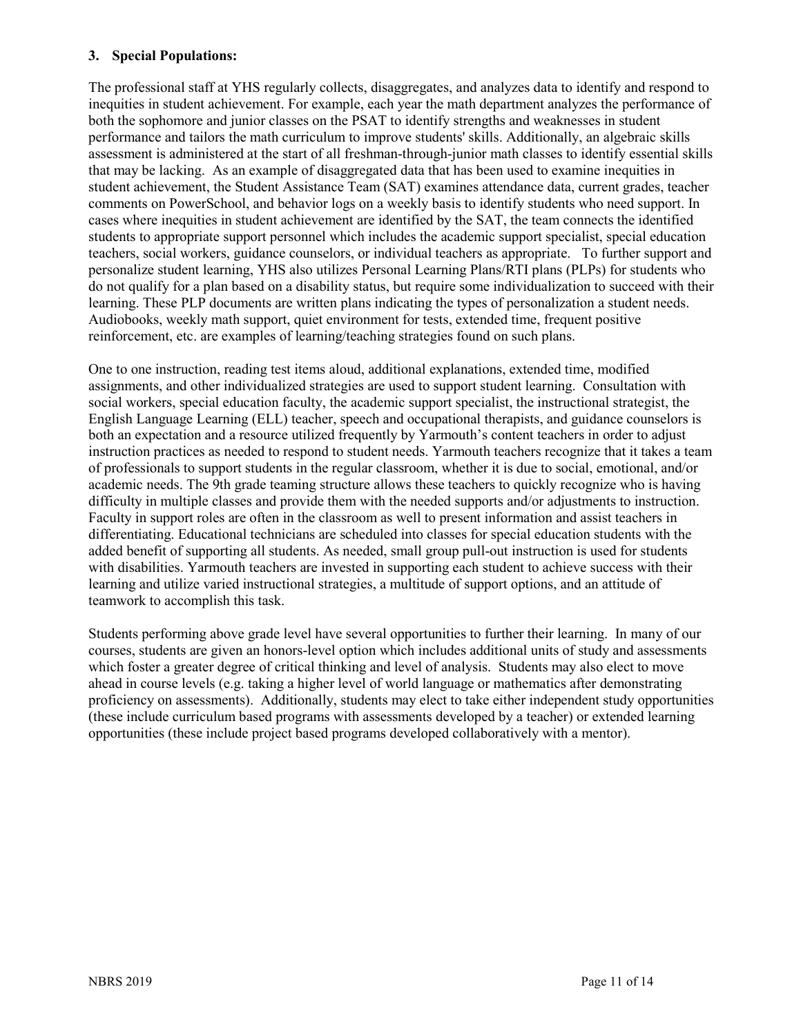### 3. Special Populations:

The professional staff at YHS regularly collects, disaggregates, and analyzes data to identify and respond to inequities in student achievement. For example, each year the math department analyzes the performance of both the sophomore and junior classes on the PSAT to identify strengths and weaknesses in student performance and tailors the math curriculum to improve students' skills. Additionally, an algebraic skills assessment is administered at the start of all freshman-through-junior math classes to identify essential skills that may be lacking. As an example of disaggregated data that has been used to examine inequities in student achievement, the Student Assistance Team (SAT) examines attendance data, current grades, teacher comments on PowerSchool, and behavior logs on a weekly basis to identify students who need support. In cases where inequities in student achievement are identified by the SAT, the team connects the identified students to appropriate support personnel which includes the academic support specialist, special education teachers, social workers, guidance counselors, or individual teachers as appropriate. To further support and personalize student learning, YHS also utilizes Personal Learning Plans/RTI plans (PLPs) for students who do not qualify for a plan based on a disability status, but require some individualization to succeed with their learning. These PLP documents are written plans indicating the types of personalization a student needs. Audiobooks, weekly math support, quiet environment for tests, extended time, frequent positive reinforcement, etc. are examples of learning/teaching strategies found on such plans.

One to one instruction, reading test items aloud, additional explanations, extended time, modified assignments, and other individualized strategies are used to support student learning. Consultation with social workers, special education faculty, the academic support specialist, the instructional strategist, the English Language Learning (ELL) teacher, speech and occupational therapists, and guidance counselors is both an expectation and a resource utilized frequently by Yarmouth's content teachers in order to adjust instruction practices as needed to respond to student needs. Yarmouth teachers recognize that it takes a team of professionals to support students in the regular classroom, whether it is due to social, emotional, and/or academic needs. The 9th grade teaming structure allows these teachers to quickly recognize who is having difficulty in multiple classes and provide them with the needed supports and/or adjustments to instruction. Faculty in support roles are often in the classroom as well to present information and assist teachers in differentiating. Educational technicians are scheduled into classes for special education students with the added benefit of supporting all students. As needed, small group pull-out instruction is used for students with disabilities. Yarmouth teachers are invested in supporting each student to achieve success with their learning and utilize varied instructional strategies, a multitude of support options, and an attitude of teamwork to accomplish this task.

Students performing above grade level have several opportunities to further their learning. In many of our courses, students are given an honors-level option which includes additional units of study and assessments which foster a greater degree of critical thinking and level of analysis. Students may also elect to move ahead in course levels (e.g. taking a higher level of world language or mathematics after demonstrating proficiency on assessments). Additionally, students may elect to take either independent study opportunities (these include curriculum based programs with assessments developed by a teacher) or extended learning opportunities (these include project based programs developed collaboratively with a mentor).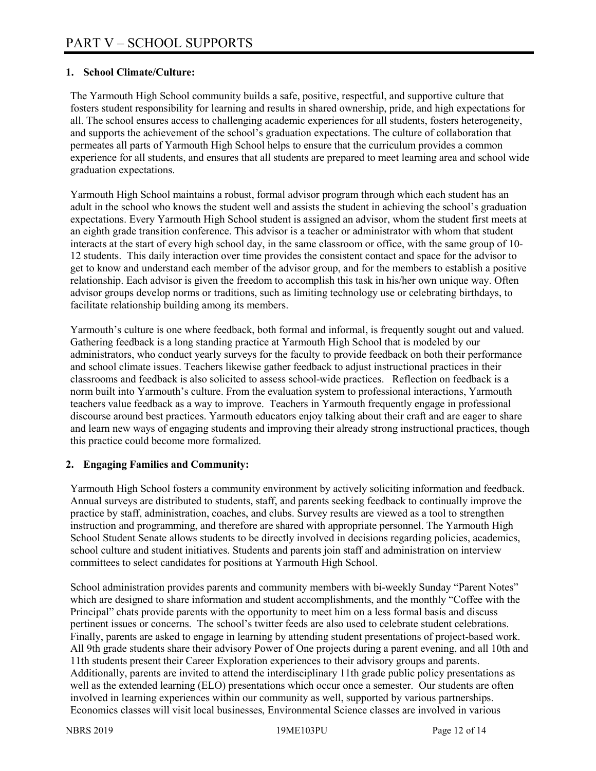# PART V – SCHOOL SUPPORTS

## 1. School Climate/Culture:

The Yarmouth High School community builds a safe, positive, respectful, and supportive culture that fosters student responsibility for learning and results in shared ownership, pride, and high expectations for all. The school ensures access to challenging academic experiences for all students, fosters heterogeneity, and supports the achievement of the school's graduation expectations. The culture of collaboration that permeates all parts of Yarmouth High School helps to ensure that the curriculum provides a common experience for all students, and ensures that all students are prepared to meet learning area and school wide graduation expectations.

Yarmouth High School maintains a robust, formal advisor program through which each student has an adult in the school who knows the student well and assists the student in achieving the school's graduation expectations. Every Yarmouth High School student is assigned an advisor, whom the student first meets at an eighth grade transition conference. This advisor is a teacher or administrator with whom that student interacts at the start of every high school day, in the same classroom or office, with the same group of 10-12 students. This daily interaction over time provides the consistent contact and space for the advisor to get to know and understand each member of the advisor group, and for the members to establish a positive relationship. Each advisor is given the freedom to accomplish this task in his/her own unique way. Often advisor groups develop norms or traditions, such as limiting technology use or celebrating birthdays, to facilitate relationship building among its members.

Yarmouth's culture is one where feedback, both formal and informal, is frequently sought out and valued. Gathering feedback is a long standing practice at Yarmouth High School that is modeled by our administrators, who conduct yearly surveys for the faculty to provide feedback on both their performance and school climate issues. Teachers likewise gather feedback to adjust instructional practices in their classrooms and feedback is also solicited to assess school-wide practices. Reflection on feedback is a norm built into Yarmouth's culture. From the evaluation system to professional interactions, Yarmouth teachers value feedback as a way to improve. Teachers in Yarmouth frequently engage in professional discourse around best practices. Yarmouth educators enjoy talking about their craft and are eager to share and learn new ways of engaging students and improving their already strong instructional practices, though this practice could become more formalized.

## 2. Engaging Families and Community:

Yarmouth High School fosters a community environment by actively soliciting information and feedback. Annual surveys are distributed to students, staff, and parents seeking feedback to continually improve the practice by staff, administration, coaches, and clubs. Survey results are viewed as a tool to strengthen instruction and programming, and therefore are shared with appropriate personnel. The Yarmouth High School Student Senate allows students to be directly involved in decisions regarding policies, academics, school culture and student initiatives. Students and parents join staff and administration on interview committees to select candidates for positions at Yarmouth High School.

School administration provides parents and community members with bi-weekly Sunday "Parent Notes" which are designed to share information and student accomplishments, and the monthly "Coffee with the Principal" chats provide parents with the opportunity to meet him on a less formal basis and discuss pertinent issues or concerns. The school's twitter feeds are also used to celebrate student celebrations. Finally, parents are asked to engage in learning by attending student presentations of project-based work. All 9th grade students share their advisory Power of One projects during a parent evening, and all 10th and 11th students present their Career Exploration experiences to their advisory groups and parents. Additionally, parents are invited to attend the interdisciplinary 11th grade public policy presentations as well as the extended learning (ELO) presentations which occur once a semester. Our students are often involved in learning experiences within our community as well, supported by various partnerships. Economics classes will visit local businesses, Environmental Science classes are involved in various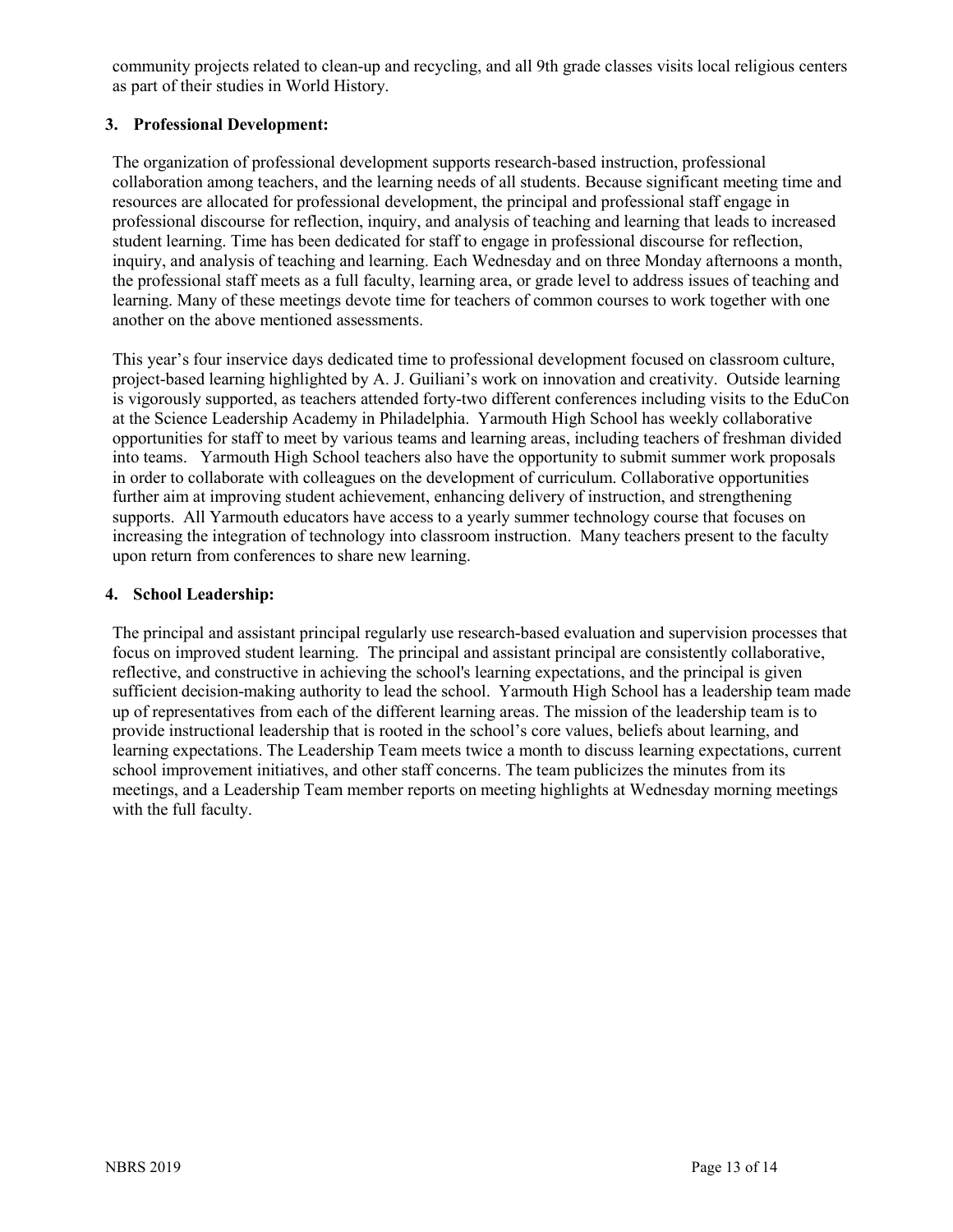community projects related to clean-up and recycling, and all 9th grade classes visits local religious centers as part of their studies in World History.

**3. Professional Development:**

The organization of professional development supports research-based instruction, professional collaboration among teachers, and the learning needs of all students. Because significant meeting time and resources are allocated for professional development, the principal and professional staff engage in professional discourse for reflection, inquiry, and analysis of teaching and learning that leads to increased student learning. Time has been dedicated for staff to engage in professional discourse for reflection, inquiry, and analysis of teaching and learning. Each Wednesday and on three Monday afternoons a month, the professional staff meets as a full faculty, learning area, or grade level to address issues of teaching and learning. Many of these meetings devote time for teachers of common courses to work together with one another on the above mentioned assessments.

This year's four inservice days dedicated time to professional development focused on classroom culture, project-based learning highlighted by A. J. Guiliani's work on innovation and creativity. Outside learning is vigorously supported, as teachers attended forty-two different conferences including visits to the EduCon at the Science Leadership Academy in Philadelphia. Yarmouth High School has weekly collaborative opportunities for staff to meet by various teams and learning areas, including teachers of freshman divided into teams. Yarmouth High School teachers also have the opportunity to submit summer work proposals in order to collaborate with colleagues on the development of curriculum. Collaborative opportunities further aim at improving student achievement, enhancing delivery of instruction, and strengthening supports. All Yarmouth educators have access to a yearly summer technology course that focuses on increasing the integration of technology into classroom instruction. Many teachers present to the faculty upon return from conferences to share new learning.

**4. School Leadership:**

The principal and assistant principal regularly use research-based evaluation and supervision processes that focus on improved student learning. The principal and assistant principal are consistently collaborative, reflective, and constructive in achieving the school's learning expectations, and the principal is given sufficient decision-making authority to lead the school. Yarmouth High School has a leadership team made up of representatives from each of the different learning areas. The mission of the leadership team is to provide instructional leadership that is rooted in the school's core values, beliefs about learning, and learning expectations. The Leadership Team meets twice a month to discuss learning expectations, current school improvement initiatives, and other staff concerns. The team publicizes the minutes from its meetings, and a Leadership Team member reports on meeting highlights at Wednesday morning meetings with the full faculty.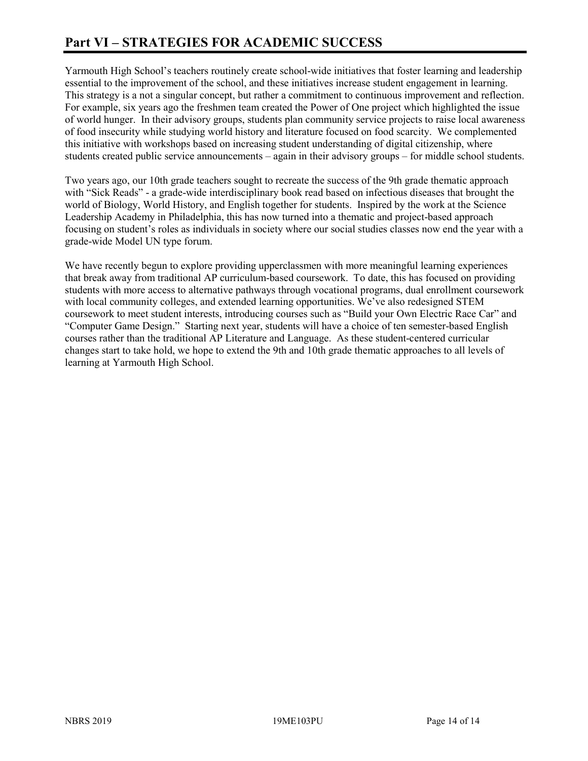## Part VI – STRATEGIES FOR ACADEMIC SUCCESS

Yarmouth High School's teachers routinely create school-wide initiatives that foster learning and leadership essential to the improvement of the school, and these initiatives increase student engagement in learning. This strategy is a not a singular concept, but rather a commitment to continuous improvement and reflection. For example, six years ago the freshmen team created the Power of One project which highlighted the issue of world hunger. In their advisory groups, students plan community service projects to raise local awareness of food insecurity while studying world history and literature focused on food scarcity. We complemented this initiative with workshops based on increasing student understanding of digital citizenship, where students created public service announcements – again in their advisory groups – for middle school students.

Two years ago, our 10th grade teachers sought to recreate the success of the 9th grade thematic approach with "Sick Reads" - a grade-wide interdisciplinary book read based on infectious diseases that brought the world of Biology, World History, and English together for students. Inspired by the work at the Science Leadership Academy in Philadelphia, this has now turned into a thematic and project-based approach focusing on student's roles as individuals in society where our social studies classes now end the year with a grade-wide Model UN type forum.

We have recently begun to explore providing upperclassmen with more meaningful learning experiences that break away from traditional AP curriculum-based coursework. To date, this has focused on providing students with more access to alternative pathways through vocational programs, dual enrollment coursework with local community colleges, and extended learning opportunities. We've also redesigned STEM coursework to meet student interests, introducing courses such as "Build your Own Electric Race Car" and "Computer Game Design." Starting next year, students will have a choice of ten semester-based English courses rather than the traditional AP Literature and Language. As these student-centered curricular changes start to take hold, we hope to extend the 9th and 10th grade thematic approaches to all levels of learning at Yarmouth High School.